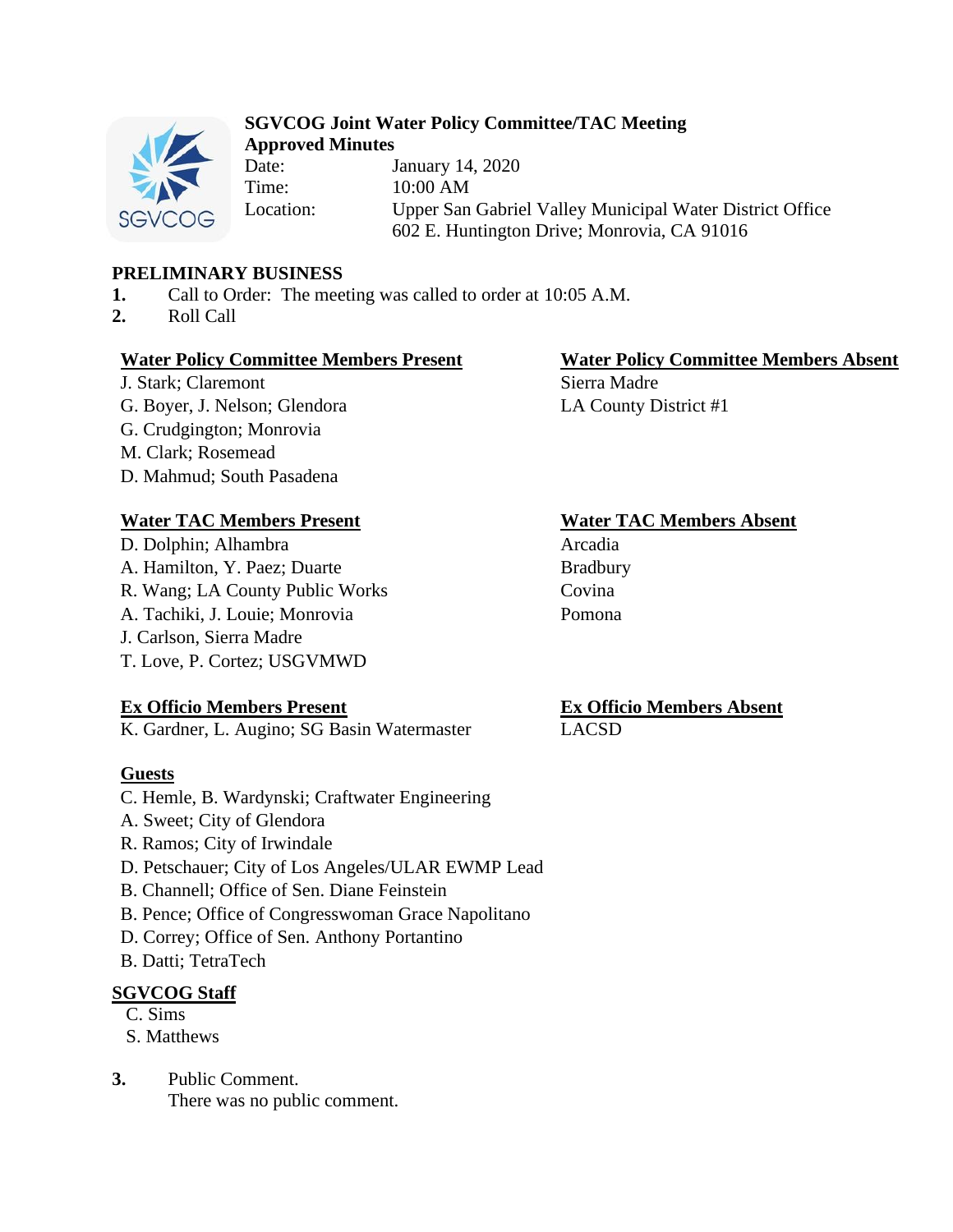**SGVCOG Joint Water Policy Committee/TAC Meeting**
**Approved Minutes**

Date: January 14, 2020
Time: 10:00 AM
Location: Upper San Gabriel Valley Municipal Water District Office
602 E. Huntington Drive; Monrovia, CA 91016

## PRELIMINARY BUSINESS

1. Call to Order: The meeting was called to order at 10:05 A.M.
2. Roll Call

**Water Policy Committee Members Present**

J. Stark; Claremont
G. Boyer, J. Nelson; Glendora
G. Crudgington; Monrovia
M. Clark; Rosemead
D. Mahmud; South Pasadena

**Water Policy Committee Members Absent**

Sierra Madre
LA County District #1

**Water TAC Members Present**

D. Dolphin; Alhambra
A. Hamilton, Y. Paez; Duarte
R. Wang; LA County Public Works
A. Tachiki, J. Louie; Monrovia
J. Carlson, Sierra Madre
T. Love, P. Cortez; USGVMWD

**Water TAC Members Absent**

Arcadia
Bradbury
Covina
Pomona

**Ex Officio Members Present**

K. Gardner, L. Augino; SG Basin Watermaster

**Ex Officio Members Absent**

LACSD

**Guests**

C. Hemle, B. Wardynski; Craftwater Engineering
A. Sweet; City of Glendora
R. Ramos; City of Irwindale
D. Petschauer; City of Los Angeles/ULAR EWMP Lead
B. Channell; Office of Sen. Diane Feinstein
B. Pence; Office of Congresswoman Grace Napolitano
D. Correy; Office of Sen. Anthony Portantino
B. Datti; TetraTech

**SGVCOG Staff**

C. Sims
S. Matthews

3. Public Comment.
   There was no public comment.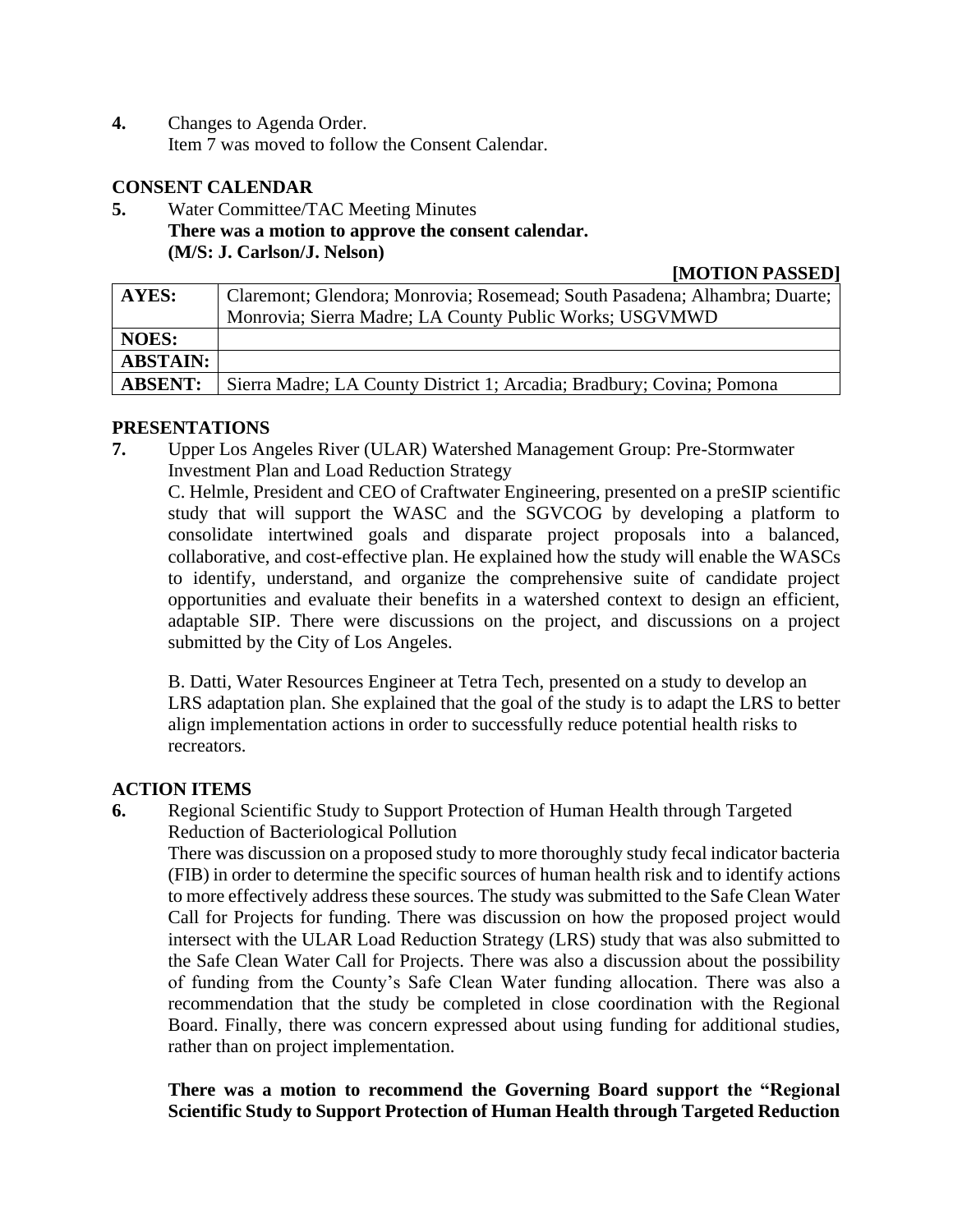**4.** Changes to Agenda Order.
Item 7 was moved to follow the Consent Calendar.

## CONSENT CALENDAR

**5.** Water Committee/TAC Meeting Minutes
**There was a motion to approve the consent calendar.**
**(M/S: J. Carlson/J. Nelson)**

**[MOTION PASSED]**

| **AYES:** | Claremont; Glendora; Monrovia; Rosemead; South Pasadena; Alhambra; Duarte; Monrovia; Sierra Madre; LA County Public Works; USGVMWD |
|---|---|
| **NOES:** | |
| **ABSTAIN:** | |
| **ABSENT:** | Sierra Madre; LA County District 1; Arcadia; Bradbury; Covina; Pomona |

## PRESENTATIONS

**7.** Upper Los Angeles River (ULAR) Watershed Management Group: Pre-Stormwater Investment Plan and Load Reduction Strategy
C. Helmle, President and CEO of Craftwater Engineering, presented on a preSIP scientific study that will support the WASC and the SGVCOG by developing a platform to consolidate intertwined goals and disparate project proposals into a balanced, collaborative, and cost-effective plan. He explained how the study will enable the WASCs to identify, understand, and organize the comprehensive suite of candidate project opportunities and evaluate their benefits in a watershed context to design an efficient, adaptable SIP. There were discussions on the project, and discussions on a project submitted by the City of Los Angeles.

B. Datti, Water Resources Engineer at Tetra Tech, presented on a study to develop an LRS adaptation plan. She explained that the goal of the study is to adapt the LRS to better align implementation actions in order to successfully reduce potential health risks to recreators.

## ACTION ITEMS

**6.** Regional Scientific Study to Support Protection of Human Health through Targeted Reduction of Bacteriological Pollution
There was discussion on a proposed study to more thoroughly study fecal indicator bacteria (FIB) in order to determine the specific sources of human health risk and to identify actions to more effectively address these sources. The study was submitted to the Safe Clean Water Call for Projects for funding. There was discussion on how the proposed project would intersect with the ULAR Load Reduction Strategy (LRS) study that was also submitted to the Safe Clean Water Call for Projects. There was also a discussion about the possibility of funding from the County's Safe Clean Water funding allocation. There was also a recommendation that the study be completed in close coordination with the Regional Board. Finally, there was concern expressed about using funding for additional studies, rather than on project implementation.

**There was a motion to recommend the Governing Board support the "Regional Scientific Study to Support Protection of Human Health through Targeted Reduction**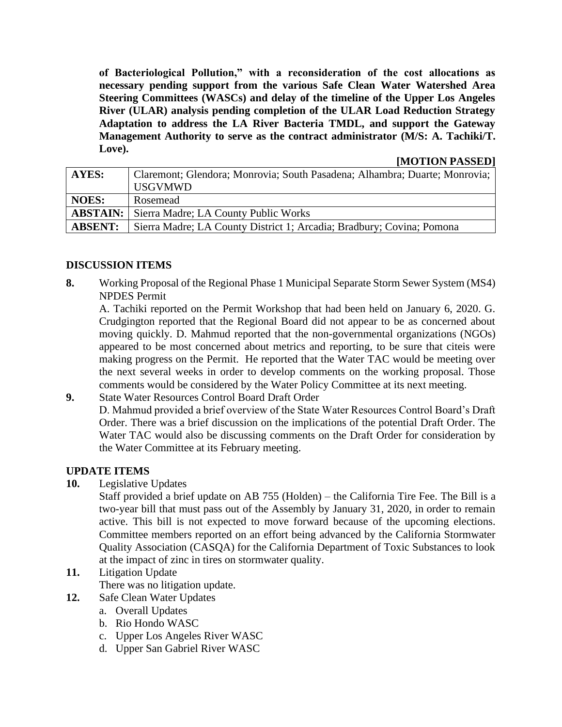**of Bacteriological Pollution," with a reconsideration of the cost allocations as necessary pending support from the various Safe Clean Water Watershed Area Steering Committees (WASCs) and delay of the timeline of the Upper Los Angeles River (ULAR) analysis pending completion of the ULAR Load Reduction Strategy Adaptation to address the LA River Bacteria TMDL, and support the Gateway Management Authority to serve as the contract administrator (M/S: A. Tachiki/T. Love).**

**[MOTION PASSED]**

| | |
|---|---|
| **AYES:** | Claremont; Glendora; Monrovia; South Pasadena; Alhambra; Duarte; Monrovia; USGVMWD |
| **NOES:** | Rosemead |
| **ABSTAIN:** | Sierra Madre; LA County Public Works |
| **ABSENT:** | Sierra Madre; LA County District 1; Arcadia; Bradbury; Covina; Pomona |

## DISCUSSION ITEMS

**8.** Working Proposal of the Regional Phase 1 Municipal Separate Storm Sewer System (MS4) NPDES Permit

A. Tachiki reported on the Permit Workshop that had been held on January 6, 2020. G. Crudgington reported that the Regional Board did not appear to be as concerned about moving quickly. D. Mahmud reported that the non-governmental organizations (NGOs) appeared to be most concerned about metrics and reporting, to be sure that citeis were making progress on the Permit. He reported that the Water TAC would be meeting over the next several weeks in order to develop comments on the working proposal. Those comments would be considered by the Water Policy Committee at its next meeting.

**9.** State Water Resources Control Board Draft Order

D. Mahmud provided a brief overview of the State Water Resources Control Board's Draft Order. There was a brief discussion on the implications of the potential Draft Order. The Water TAC would also be discussing comments on the Draft Order for consideration by the Water Committee at its February meeting.

## UPDATE ITEMS

**10.** Legislative Updates

Staff provided a brief update on AB 755 (Holden) – the California Tire Fee. The Bill is a two-year bill that must pass out of the Assembly by January 31, 2020, in order to remain active. This bill is not expected to move forward because of the upcoming elections. Committee members reported on an effort being advanced by the California Stormwater Quality Association (CASQA) for the California Department of Toxic Substances to look at the impact of zinc in tires on stormwater quality.

**11.** Litigation Update

There was no litigation update.

**12.** Safe Clean Water Updates

a. Overall Updates
b. Rio Hondo WASC
c. Upper Los Angeles River WASC
d. Upper San Gabriel River WASC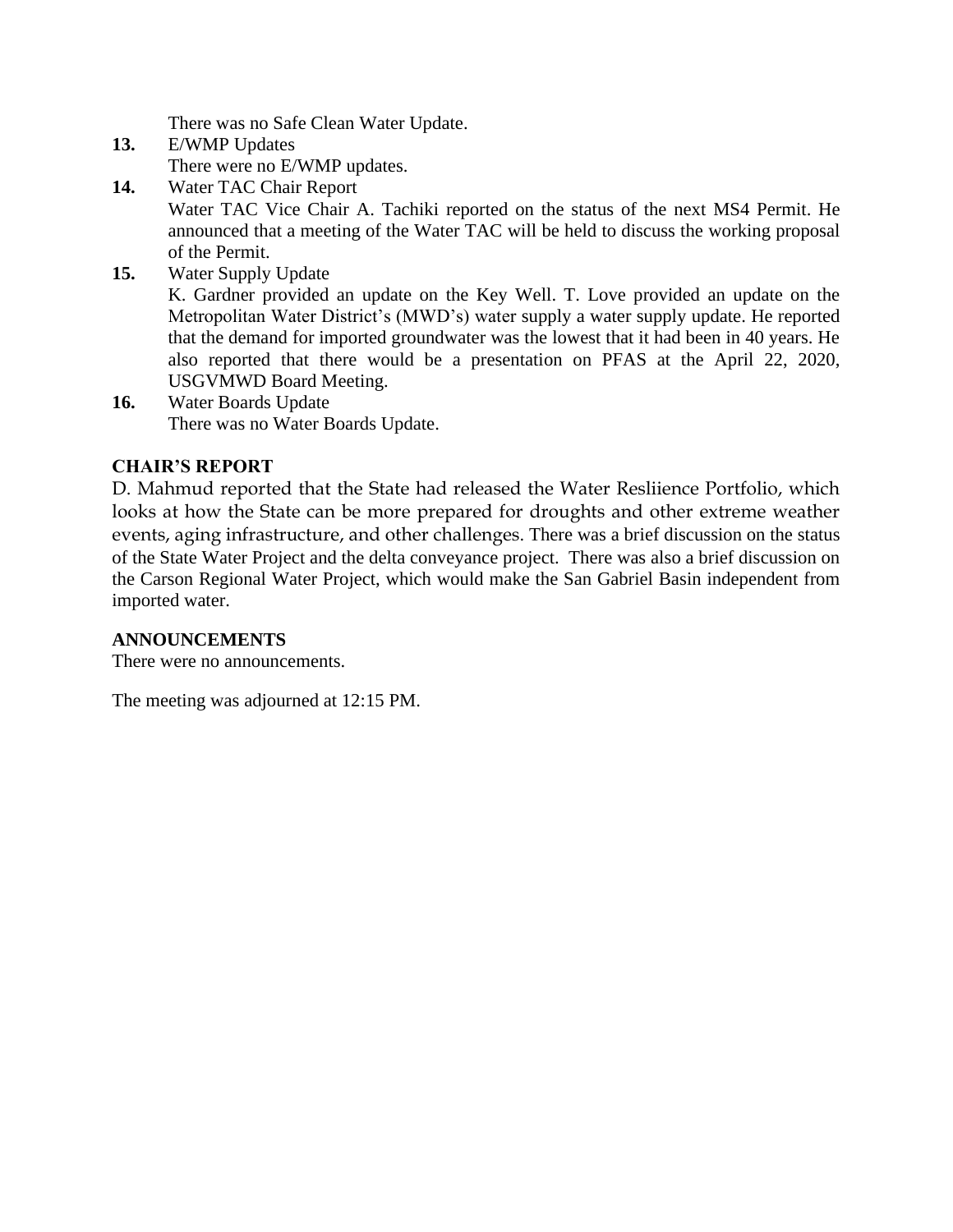There was no Safe Clean Water Update.

**13.** E/WMP Updates

There were no E/WMP updates.

**14.** Water TAC Chair Report

Water TAC Vice Chair A. Tachiki reported on the status of the next MS4 Permit. He announced that a meeting of the Water TAC will be held to discuss the working proposal of the Permit.

**15.** Water Supply Update

K. Gardner provided an update on the Key Well. T. Love provided an update on the Metropolitan Water District's (MWD's) water supply a water supply update. He reported that the demand for imported groundwater was the lowest that it had been in 40 years. He also reported that there would be a presentation on PFAS at the April 22, 2020, USGVMWD Board Meeting.

**16.** Water Boards Update

There was no Water Boards Update.

**CHAIR'S REPORT**

D. Mahmud reported that the State had released the Water Resliience Portfolio, which looks at how the State can be more prepared for droughts and other extreme weather events, aging infrastructure, and other challenges. There was a brief discussion on the status of the State Water Project and the delta conveyance project. There was also a brief discussion on the Carson Regional Water Project, which would make the San Gabriel Basin independent from imported water.

**ANNOUNCEMENTS**

There were no announcements.

The meeting was adjourned at 12:15 PM.